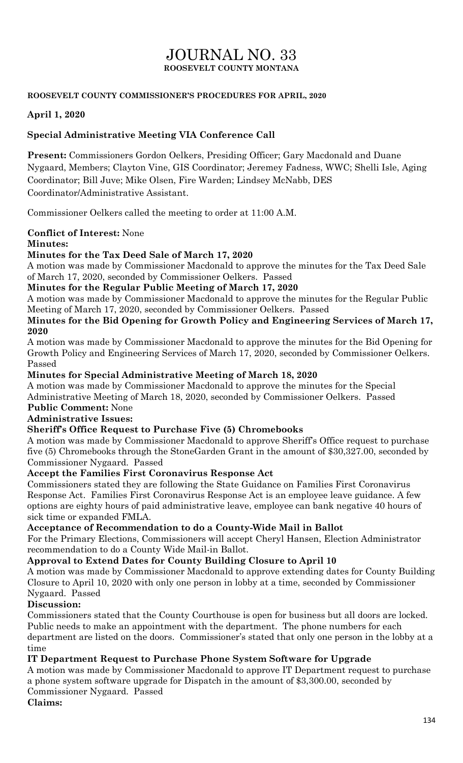# JOURNAL NO. 33
**ROOSEVELT COUNTY MONTANA**

**ROOSEVELT COUNTY COMMISSIONER'S PROCEDURES FOR APRIL, 2020**

**April 1, 2020**

**Special Administrative Meeting VIA Conference Call**

**Present:** Commissioners Gordon Oelkers, Presiding Officer; Gary Macdonald and Duane Nygaard, Members; Clayton Vine, GIS Coordinator; Jeremey Fadness, WWC; Shelli Isle, Aging Coordinator; Bill Juve; Mike Olsen, Fire Warden; Lindsey McNabb, DES Coordinator/Administrative Assistant.

Commissioner Oelkers called the meeting to order at 11:00 A.M.

**Conflict of Interest:** None

**Minutes:**

**Minutes for the Tax Deed Sale of March 17, 2020**

A motion was made by Commissioner Macdonald to approve the minutes for the Tax Deed Sale of March 17, 2020, seconded by Commissioner Oelkers. Passed

**Minutes for the Regular Public Meeting of March 17, 2020**

A motion was made by Commissioner Macdonald to approve the minutes for the Regular Public Meeting of March 17, 2020, seconded by Commissioner Oelkers. Passed

**Minutes for the Bid Opening for Growth Policy and Engineering Services of March 17, 2020**

A motion was made by Commissioner Macdonald to approve the minutes for the Bid Opening for Growth Policy and Engineering Services of March 17, 2020, seconded by Commissioner Oelkers. Passed

**Minutes for Special Administrative Meeting of March 18, 2020**

A motion was made by Commissioner Macdonald to approve the minutes for the Special Administrative Meeting of March 18, 2020, seconded by Commissioner Oelkers. Passed

**Public Comment:** None

**Administrative Issues:**

**Sheriff's Office Request to Purchase Five (5) Chromebooks**

A motion was made by Commissioner Macdonald to approve Sheriff's Office request to purchase five (5) Chromebooks through the StoneGarden Grant in the amount of $30,327.00, seconded by Commissioner Nygaard. Passed

**Accept the Families First Coronavirus Response Act**

Commissioners stated they are following the State Guidance on Families First Coronavirus Response Act. Families First Coronavirus Response Act is an employee leave guidance. A few options are eighty hours of paid administrative leave, employee can bank negative 40 hours of sick time or expanded FMLA.

**Acceptance of Recommendation to do a County-Wide Mail in Ballot**

For the Primary Elections, Commissioners will accept Cheryl Hansen, Election Administrator recommendation to do a County Wide Mail-in Ballot.

**Approval to Extend Dates for County Building Closure to April 10**

A motion was made by Commissioner Macdonald to approve extending dates for County Building Closure to April 10, 2020 with only one person in lobby at a time, seconded by Commissioner Nygaard. Passed

**Discussion:**

Commissioners stated that the County Courthouse is open for business but all doors are locked. Public needs to make an appointment with the department. The phone numbers for each department are listed on the doors. Commissioner's stated that only one person in the lobby at a time

**IT Department Request to Purchase Phone System Software for Upgrade**

A motion was made by Commissioner Macdonald to approve IT Department request to purchase a phone system software upgrade for Dispatch in the amount of $3,300.00, seconded by Commissioner Nygaard. Passed

**Claims:**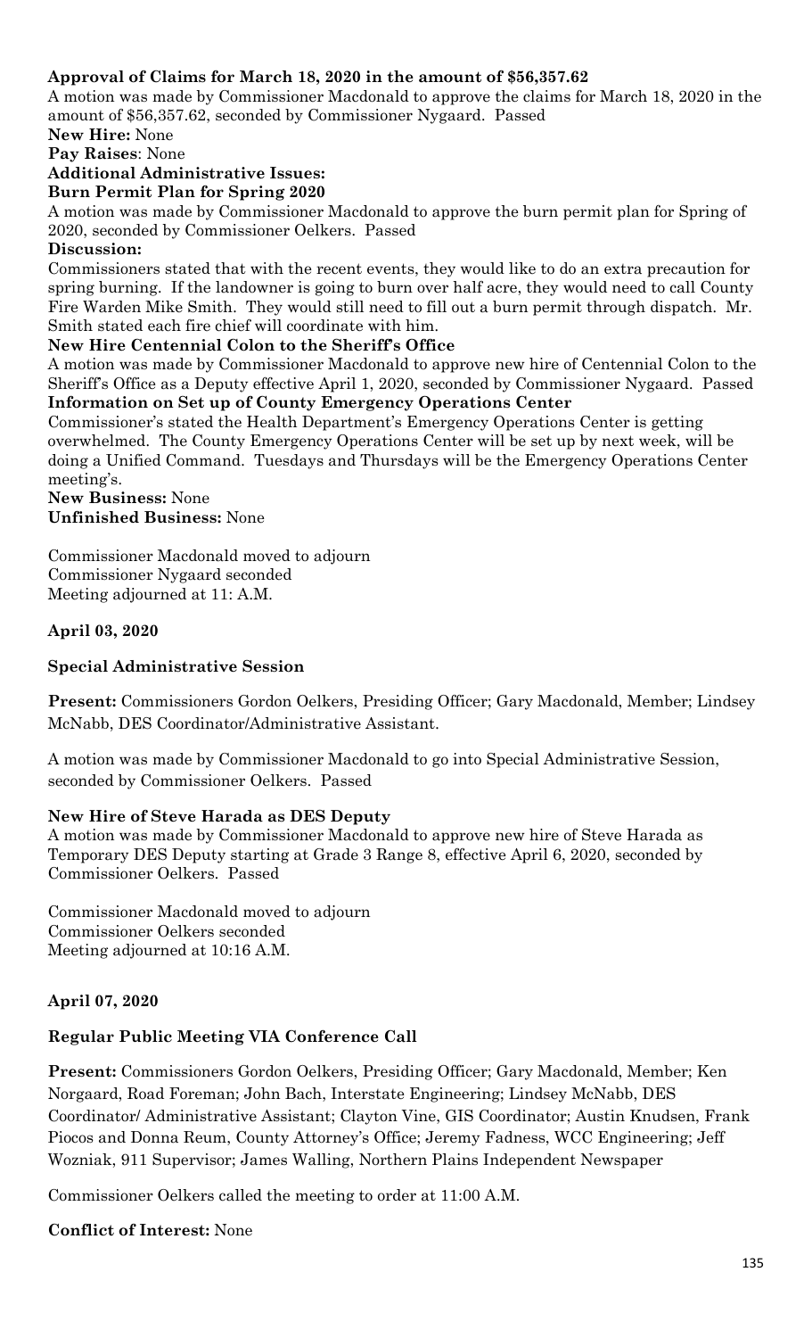**Approval of Claims for March 18, 2020 in the amount of $56,357.62**

A motion was made by Commissioner Macdonald to approve the claims for March 18, 2020 in the amount of $56,357.62, seconded by Commissioner Nygaard. Passed

**New Hire:** None

**Pay Raises**: None

**Additional Administrative Issues:**

**Burn Permit Plan for Spring 2020**

A motion was made by Commissioner Macdonald to approve the burn permit plan for Spring of 2020, seconded by Commissioner Oelkers. Passed

**Discussion:**

Commissioners stated that with the recent events, they would like to do an extra precaution for spring burning. If the landowner is going to burn over half acre, they would need to call County Fire Warden Mike Smith. They would still need to fill out a burn permit through dispatch. Mr. Smith stated each fire chief will coordinate with him.

**New Hire Centennial Colon to the Sheriff's Office**

A motion was made by Commissioner Macdonald to approve new hire of Centennial Colon to the Sheriff's Office as a Deputy effective April 1, 2020, seconded by Commissioner Nygaard. Passed

**Information on Set up of County Emergency Operations Center**

Commissioner's stated the Health Department's Emergency Operations Center is getting overwhelmed. The County Emergency Operations Center will be set up by next week, will be doing a Unified Command. Tuesdays and Thursdays will be the Emergency Operations Center meeting's.

**New Business:** None

**Unfinished Business:** None

Commissioner Macdonald moved to adjourn
Commissioner Nygaard seconded
Meeting adjourned at 11: A.M.

**April 03, 2020**

**Special Administrative Session**

**Present:** Commissioners Gordon Oelkers, Presiding Officer; Gary Macdonald, Member; Lindsey McNabb, DES Coordinator/Administrative Assistant.

A motion was made by Commissioner Macdonald to go into Special Administrative Session, seconded by Commissioner Oelkers. Passed

**New Hire of Steve Harada as DES Deputy**

A motion was made by Commissioner Macdonald to approve new hire of Steve Harada as Temporary DES Deputy starting at Grade 3 Range 8, effective April 6, 2020, seconded by Commissioner Oelkers. Passed

Commissioner Macdonald moved to adjourn
Commissioner Oelkers seconded
Meeting adjourned at 10:16 A.M.

**April 07, 2020**

**Regular Public Meeting VIA Conference Call**

**Present:** Commissioners Gordon Oelkers, Presiding Officer; Gary Macdonald, Member; Ken Norgaard, Road Foreman; John Bach, Interstate Engineering; Lindsey McNabb, DES Coordinator/ Administrative Assistant; Clayton Vine, GIS Coordinator; Austin Knudsen, Frank Piocos and Donna Reum, County Attorney's Office; Jeremy Fadness, WCC Engineering; Jeff Wozniak, 911 Supervisor; James Walling, Northern Plains Independent Newspaper

Commissioner Oelkers called the meeting to order at 11:00 A.M.

**Conflict of Interest:** None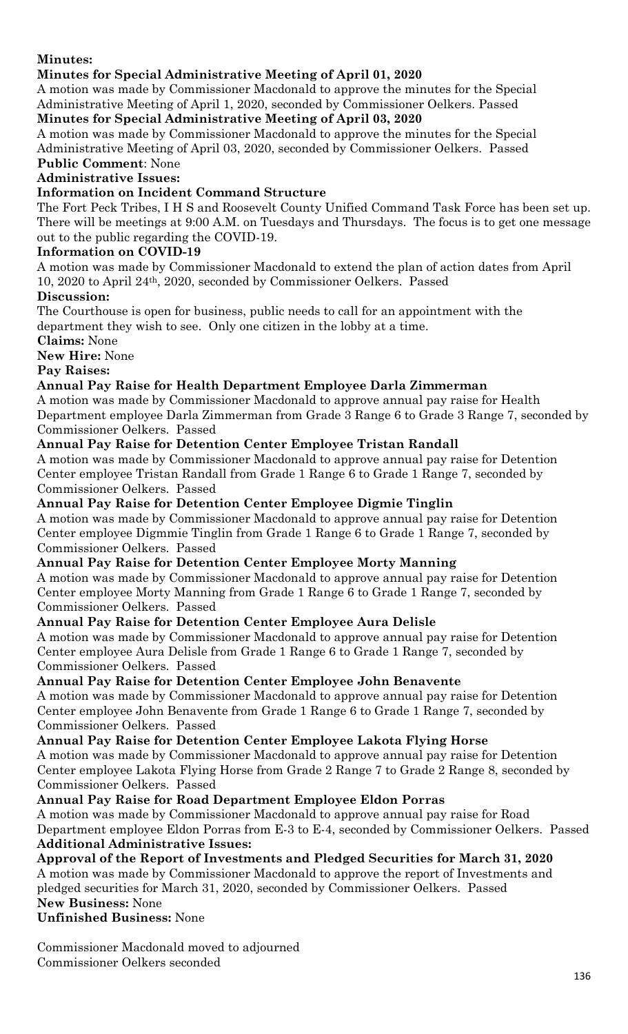**Minutes:**

**Minutes for Special Administrative Meeting of April 01, 2020**

A motion was made by Commissioner Macdonald to approve the minutes for the Special Administrative Meeting of April 1, 2020, seconded by Commissioner Oelkers. Passed

**Minutes for Special Administrative Meeting of April 03, 2020**

A motion was made by Commissioner Macdonald to approve the minutes for the Special Administrative Meeting of April 03, 2020, seconded by Commissioner Oelkers. Passed

**Public Comment**: None

**Administrative Issues:**

**Information on Incident Command Structure**

The Fort Peck Tribes, I H S and Roosevelt County Unified Command Task Force has been set up. There will be meetings at 9:00 A.M. on Tuesdays and Thursdays. The focus is to get one message out to the public regarding the COVID-19.

**Information on COVID-19**

A motion was made by Commissioner Macdonald to extend the plan of action dates from April 10, 2020 to April 24th, 2020, seconded by Commissioner Oelkers. Passed

**Discussion:**

The Courthouse is open for business, public needs to call for an appointment with the department they wish to see. Only one citizen in the lobby at a time.

**Claims:** None

**New Hire:** None

**Pay Raises:**

**Annual Pay Raise for Health Department Employee Darla Zimmerman**

A motion was made by Commissioner Macdonald to approve annual pay raise for Health Department employee Darla Zimmerman from Grade 3 Range 6 to Grade 3 Range 7, seconded by Commissioner Oelkers. Passed

**Annual Pay Raise for Detention Center Employee Tristan Randall**

A motion was made by Commissioner Macdonald to approve annual pay raise for Detention Center employee Tristan Randall from Grade 1 Range 6 to Grade 1 Range 7, seconded by Commissioner Oelkers. Passed

**Annual Pay Raise for Detention Center Employee Digmie Tinglin**

A motion was made by Commissioner Macdonald to approve annual pay raise for Detention Center employee Digmmie Tinglin from Grade 1 Range 6 to Grade 1 Range 7, seconded by Commissioner Oelkers. Passed

**Annual Pay Raise for Detention Center Employee Morty Manning**

A motion was made by Commissioner Macdonald to approve annual pay raise for Detention Center employee Morty Manning from Grade 1 Range 6 to Grade 1 Range 7, seconded by Commissioner Oelkers. Passed

**Annual Pay Raise for Detention Center Employee Aura Delisle**

A motion was made by Commissioner Macdonald to approve annual pay raise for Detention Center employee Aura Delisle from Grade 1 Range 6 to Grade 1 Range 7, seconded by Commissioner Oelkers. Passed

**Annual Pay Raise for Detention Center Employee John Benavente**

A motion was made by Commissioner Macdonald to approve annual pay raise for Detention Center employee John Benavente from Grade 1 Range 6 to Grade 1 Range 7, seconded by Commissioner Oelkers. Passed

**Annual Pay Raise for Detention Center Employee Lakota Flying Horse**

A motion was made by Commissioner Macdonald to approve annual pay raise for Detention Center employee Lakota Flying Horse from Grade 2 Range 7 to Grade 2 Range 8, seconded by Commissioner Oelkers. Passed

**Annual Pay Raise for Road Department Employee Eldon Porras**

A motion was made by Commissioner Macdonald to approve annual pay raise for Road Department employee Eldon Porras from E-3 to E-4, seconded by Commissioner Oelkers. Passed

**Additional Administrative Issues:**

**Approval of the Report of Investments and Pledged Securities for March 31, 2020**

A motion was made by Commissioner Macdonald to approve the report of Investments and pledged securities for March 31, 2020, seconded by Commissioner Oelkers. Passed

**New Business:** None

**Unfinished Business:** None

Commissioner Macdonald moved to adjourned
Commissioner Oelkers seconded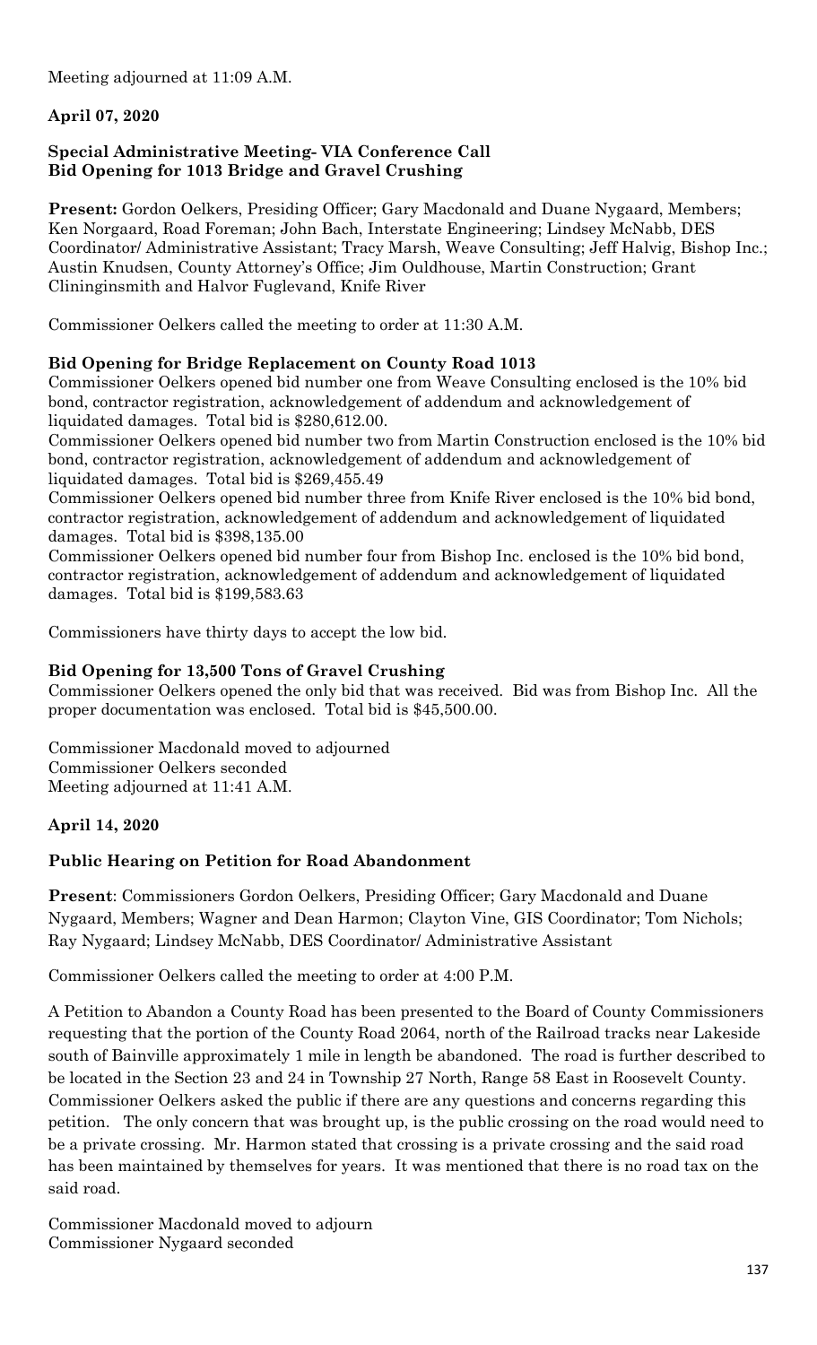Meeting adjourned at 11:09 A.M.

**April 07, 2020**

**Special Administrative Meeting- VIA Conference Call**
**Bid Opening for 1013 Bridge and Gravel Crushing**

**Present:** Gordon Oelkers, Presiding Officer; Gary Macdonald and Duane Nygaard, Members; Ken Norgaard, Road Foreman; John Bach, Interstate Engineering; Lindsey McNabb, DES Coordinator/ Administrative Assistant; Tracy Marsh, Weave Consulting; Jeff Halvig, Bishop Inc.; Austin Knudsen, County Attorney's Office; Jim Ouldhouse, Martin Construction; Grant Clininginsmith and Halvor Fuglevand, Knife River

Commissioner Oelkers called the meeting to order at 11:30 A.M.

**Bid Opening for Bridge Replacement on County Road 1013**

Commissioner Oelkers opened bid number one from Weave Consulting enclosed is the 10% bid bond, contractor registration, acknowledgement of addendum and acknowledgement of liquidated damages. Total bid is $280,612.00.

Commissioner Oelkers opened bid number two from Martin Construction enclosed is the 10% bid bond, contractor registration, acknowledgement of addendum and acknowledgement of liquidated damages. Total bid is $269,455.49

Commissioner Oelkers opened bid number three from Knife River enclosed is the 10% bid bond, contractor registration, acknowledgement of addendum and acknowledgement of liquidated damages. Total bid is $398,135.00

Commissioner Oelkers opened bid number four from Bishop Inc. enclosed is the 10% bid bond, contractor registration, acknowledgement of addendum and acknowledgement of liquidated damages. Total bid is $199,583.63

Commissioners have thirty days to accept the low bid.

**Bid Opening for 13,500 Tons of Gravel Crushing**

Commissioner Oelkers opened the only bid that was received. Bid was from Bishop Inc. All the proper documentation was enclosed. Total bid is $45,500.00.

Commissioner Macdonald moved to adjourned
Commissioner Oelkers seconded
Meeting adjourned at 11:41 A.M.

**April 14, 2020**

**Public Hearing on Petition for Road Abandonment**

**Present**: Commissioners Gordon Oelkers, Presiding Officer; Gary Macdonald and Duane Nygaard, Members; Wagner and Dean Harmon; Clayton Vine, GIS Coordinator; Tom Nichols; Ray Nygaard; Lindsey McNabb, DES Coordinator/ Administrative Assistant

Commissioner Oelkers called the meeting to order at 4:00 P.M.

A Petition to Abandon a County Road has been presented to the Board of County Commissioners requesting that the portion of the County Road 2064, north of the Railroad tracks near Lakeside south of Bainville approximately 1 mile in length be abandoned. The road is further described to be located in the Section 23 and 24 in Township 27 North, Range 58 East in Roosevelt County. Commissioner Oelkers asked the public if there are any questions and concerns regarding this petition. The only concern that was brought up, is the public crossing on the road would need to be a private crossing. Mr. Harmon stated that crossing is a private crossing and the said road has been maintained by themselves for years. It was mentioned that there is no road tax on the said road.

Commissioner Macdonald moved to adjourn
Commissioner Nygaard seconded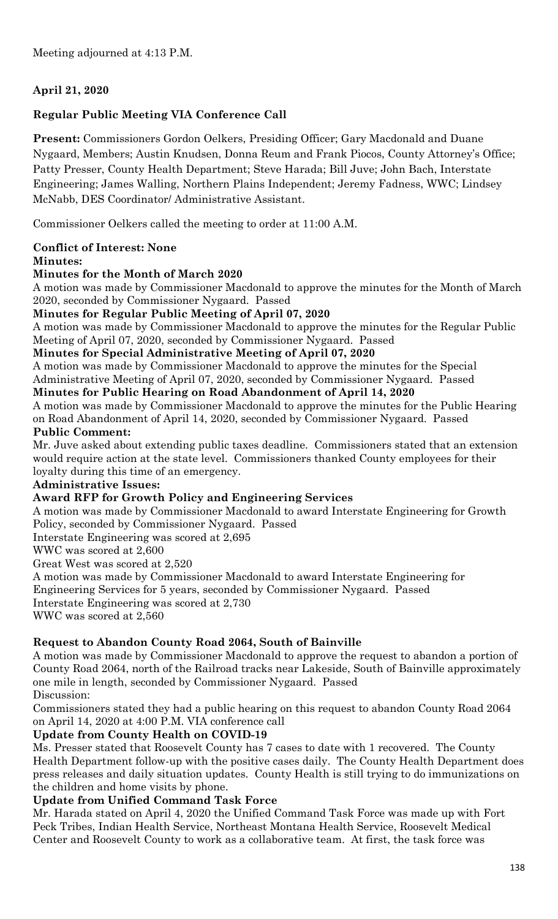Meeting adjourned at 4:13 P.M.

**April 21, 2020**

**Regular Public Meeting VIA Conference Call**

**Present:** Commissioners Gordon Oelkers, Presiding Officer; Gary Macdonald and Duane Nygaard, Members; Austin Knudsen, Donna Reum and Frank Piocos, County Attorney's Office; Patty Presser, County Health Department; Steve Harada; Bill Juve; John Bach, Interstate Engineering; James Walling, Northern Plains Independent; Jeremy Fadness, WWC; Lindsey McNabb, DES Coordinator/ Administrative Assistant.

Commissioner Oelkers called the meeting to order at 11:00 A.M.

**Conflict of Interest: None**

**Minutes:**

**Minutes for the Month of March 2020**

A motion was made by Commissioner Macdonald to approve the minutes for the Month of March 2020, seconded by Commissioner Nygaard. Passed

**Minutes for Regular Public Meeting of April 07, 2020**

A motion was made by Commissioner Macdonald to approve the minutes for the Regular Public Meeting of April 07, 2020, seconded by Commissioner Nygaard. Passed

**Minutes for Special Administrative Meeting of April 07, 2020**

A motion was made by Commissioner Macdonald to approve the minutes for the Special Administrative Meeting of April 07, 2020, seconded by Commissioner Nygaard. Passed

**Minutes for Public Hearing on Road Abandonment of April 14, 2020**

A motion was made by Commissioner Macdonald to approve the minutes for the Public Hearing on Road Abandonment of April 14, 2020, seconded by Commissioner Nygaard. Passed

**Public Comment:**

Mr. Juve asked about extending public taxes deadline. Commissioners stated that an extension would require action at the state level. Commissioners thanked County employees for their loyalty during this time of an emergency.

**Administrative Issues:**

**Award RFP for Growth Policy and Engineering Services**

A motion was made by Commissioner Macdonald to award Interstate Engineering for Growth Policy, seconded by Commissioner Nygaard. Passed

Interstate Engineering was scored at 2,695

WWC was scored at 2,600

Great West was scored at 2,520

A motion was made by Commissioner Macdonald to award Interstate Engineering for Engineering Services for 5 years, seconded by Commissioner Nygaard. Passed

Interstate Engineering was scored at 2,730

WWC was scored at 2,560

**Request to Abandon County Road 2064, South of Bainville**

A motion was made by Commissioner Macdonald to approve the request to abandon a portion of County Road 2064, north of the Railroad tracks near Lakeside, South of Bainville approximately one mile in length, seconded by Commissioner Nygaard. Passed

Discussion:

Commissioners stated they had a public hearing on this request to abandon County Road 2064 on April 14, 2020 at 4:00 P.M. VIA conference call

**Update from County Health on COVID-19**

Ms. Presser stated that Roosevelt County has 7 cases to date with 1 recovered. The County Health Department follow-up with the positive cases daily. The County Health Department does press releases and daily situation updates. County Health is still trying to do immunizations on the children and home visits by phone.

**Update from Unified Command Task Force**

Mr. Harada stated on April 4, 2020 the Unified Command Task Force was made up with Fort Peck Tribes, Indian Health Service, Northeast Montana Health Service, Roosevelt Medical Center and Roosevelt County to work as a collaborative team. At first, the task force was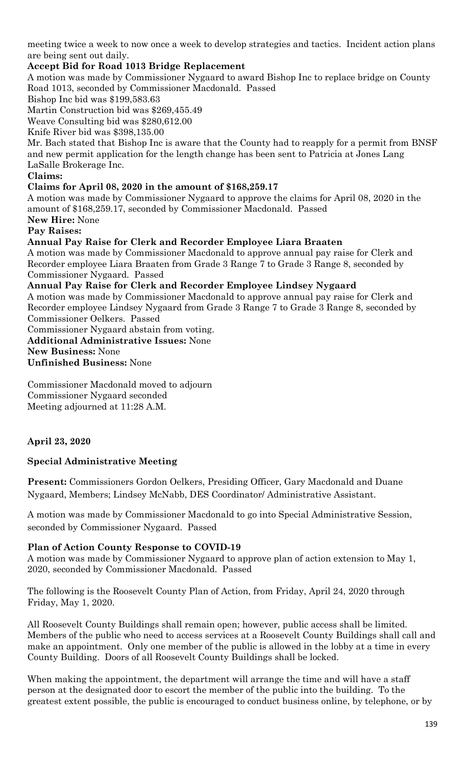meeting twice a week to now once a week to develop strategies and tactics. Incident action plans are being sent out daily.

**Accept Bid for Road 1013 Bridge Replacement**

A motion was made by Commissioner Nygaard to award Bishop Inc to replace bridge on County Road 1013, seconded by Commissioner Macdonald. Passed

Bishop Inc bid was $199,583.63

Martin Construction bid was $269,455.49

Weave Consulting bid was $280,612.00

Knife River bid was $398,135.00

Mr. Bach stated that Bishop Inc is aware that the County had to reapply for a permit from BNSF and new permit application for the length change has been sent to Patricia at Jones Lang LaSalle Brokerage Inc.

**Claims:**

**Claims for April 08, 2020 in the amount of $168,259.17**

A motion was made by Commissioner Nygaard to approve the claims for April 08, 2020 in the amount of $168,259.17, seconded by Commissioner Macdonald. Passed

**New Hire:** None

**Pay Raises:**

**Annual Pay Raise for Clerk and Recorder Employee Liara Braaten**

A motion was made by Commissioner Macdonald to approve annual pay raise for Clerk and Recorder employee Liara Braaten from Grade 3 Range 7 to Grade 3 Range 8, seconded by Commissioner Nygaard. Passed

**Annual Pay Raise for Clerk and Recorder Employee Lindsey Nygaard**

A motion was made by Commissioner Macdonald to approve annual pay raise for Clerk and Recorder employee Lindsey Nygaard from Grade 3 Range 7 to Grade 3 Range 8, seconded by Commissioner Oelkers. Passed

Commissioner Nygaard abstain from voting.

**Additional Administrative Issues:** None

**New Business:** None

**Unfinished Business:** None

Commissioner Macdonald moved to adjourn

Commissioner Nygaard seconded

Meeting adjourned at 11:28 A.M.

**April 23, 2020**

**Special Administrative Meeting**

**Present:** Commissioners Gordon Oelkers, Presiding Officer, Gary Macdonald and Duane Nygaard, Members; Lindsey McNabb, DES Coordinator/ Administrative Assistant.

A motion was made by Commissioner Macdonald to go into Special Administrative Session, seconded by Commissioner Nygaard. Passed

**Plan of Action County Response to COVID-19**

A motion was made by Commissioner Nygaard to approve plan of action extension to May 1, 2020, seconded by Commissioner Macdonald. Passed

The following is the Roosevelt County Plan of Action, from Friday, April 24, 2020 through Friday, May 1, 2020.

All Roosevelt County Buildings shall remain open; however, public access shall be limited. Members of the public who need to access services at a Roosevelt County Buildings shall call and make an appointment. Only one member of the public is allowed in the lobby at a time in every County Building. Doors of all Roosevelt County Buildings shall be locked.

When making the appointment, the department will arrange the time and will have a staff person at the designated door to escort the member of the public into the building. To the greatest extent possible, the public is encouraged to conduct business online, by telephone, or by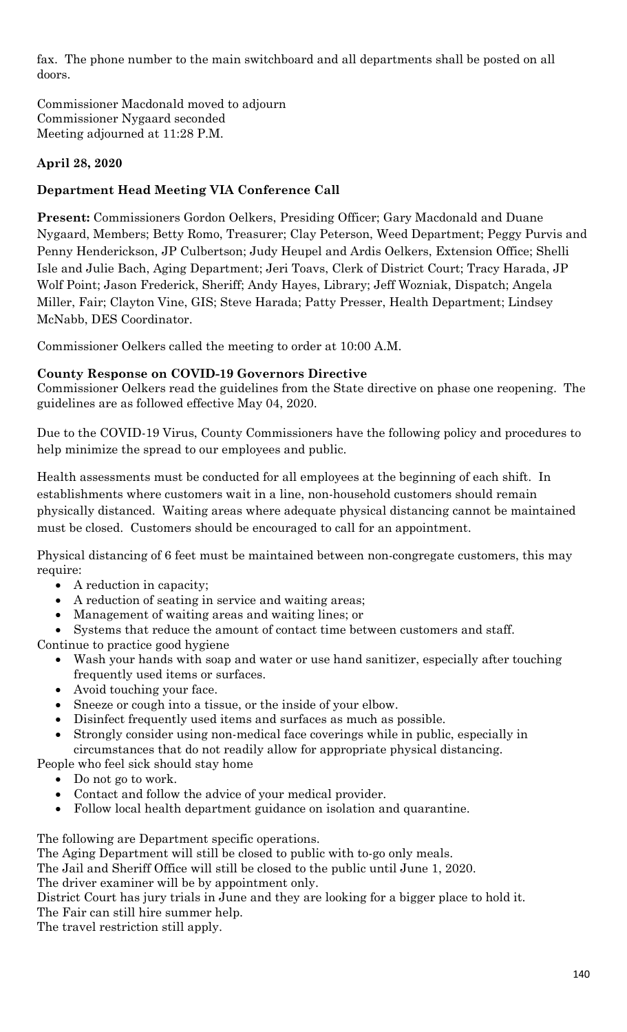fax. The phone number to the main switchboard and all departments shall be posted on all doors.

Commissioner Macdonald moved to adjourn
Commissioner Nygaard seconded
Meeting adjourned at 11:28 P.M.

**April 28, 2020**

**Department Head Meeting VIA Conference Call**

**Present:** Commissioners Gordon Oelkers, Presiding Officer; Gary Macdonald and Duane Nygaard, Members; Betty Romo, Treasurer; Clay Peterson, Weed Department; Peggy Purvis and Penny Henderickson, JP Culbertson; Judy Heupel and Ardis Oelkers, Extension Office; Shelli Isle and Julie Bach, Aging Department; Jeri Toavs, Clerk of District Court; Tracy Harada, JP Wolf Point; Jason Frederick, Sheriff; Andy Hayes, Library; Jeff Wozniak, Dispatch; Angela Miller, Fair; Clayton Vine, GIS; Steve Harada; Patty Presser, Health Department; Lindsey McNabb, DES Coordinator.

Commissioner Oelkers called the meeting to order at 10:00 A.M.

**County Response on COVID-19 Governors Directive**
Commissioner Oelkers read the guidelines from the State directive on phase one reopening. The guidelines are as followed effective May 04, 2020.

Due to the COVID-19 Virus, County Commissioners have the following policy and procedures to help minimize the spread to our employees and public.

Health assessments must be conducted for all employees at the beginning of each shift. In establishments where customers wait in a line, non-household customers should remain physically distanced. Waiting areas where adequate physical distancing cannot be maintained must be closed. Customers should be encouraged to call for an appointment.

Physical distancing of 6 feet must be maintained between non-congregate customers, this may require:

- A reduction in capacity;
- A reduction of seating in service and waiting areas;
- Management of waiting areas and waiting lines; or
- Systems that reduce the amount of contact time between customers and staff.

Continue to practice good hygiene

- Wash your hands with soap and water or use hand sanitizer, especially after touching frequently used items or surfaces.
- Avoid touching your face.
- Sneeze or cough into a tissue, or the inside of your elbow.
- Disinfect frequently used items and surfaces as much as possible.
- Strongly consider using non-medical face coverings while in public, especially in circumstances that do not readily allow for appropriate physical distancing.

People who feel sick should stay home

- Do not go to work.
- Contact and follow the advice of your medical provider.
- Follow local health department guidance on isolation and quarantine.

The following are Department specific operations.
The Aging Department will still be closed to public with to-go only meals.
The Jail and Sheriff Office will still be closed to the public until June 1, 2020.
The driver examiner will be by appointment only.
District Court has jury trials in June and they are looking for a bigger place to hold it.
The Fair can still hire summer help.
The travel restriction still apply.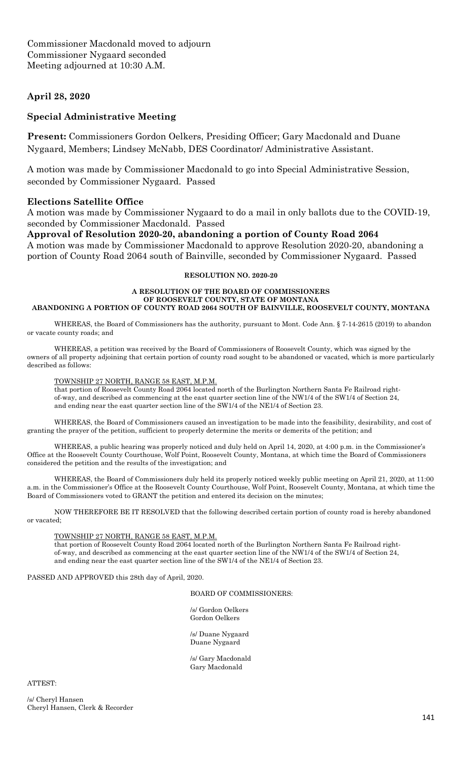Commissioner Macdonald moved to adjourn
Commissioner Nygaard seconded
Meeting adjourned at 10:30 A.M.

## April 28, 2020

## Special Administrative Meeting

**Present:** Commissioners Gordon Oelkers, Presiding Officer; Gary Macdonald and Duane Nygaard, Members; Lindsey McNabb, DES Coordinator/ Administrative Assistant.

A motion was made by Commissioner Macdonald to go into Special Administrative Session, seconded by Commissioner Nygaard. Passed

### Elections Satellite Office

A motion was made by Commissioner Nygaard to do a mail in only ballots due to the COVID-19, seconded by Commissioner Macdonald. Passed

### Approval of Resolution 2020-20, abandoning a portion of County Road 2064

A motion was made by Commissioner Macdonald to approve Resolution 2020-20, abandoning a portion of County Road 2064 south of Bainville, seconded by Commissioner Nygaard. Passed

**RESOLUTION NO. 2020-20**

**A RESOLUTION OF THE BOARD OF COMMISSIONERS OF ROOSEVELT COUNTY, STATE OF MONTANA ABANDONING A PORTION OF COUNTY ROAD 2064 SOUTH OF BAINVILLE, ROOSEVELT COUNTY, MONTANA**

WHEREAS, the Board of Commissioners has the authority, pursuant to Mont. Code Ann. § 7-14-2615 (2019) to abandon or vacate county roads; and

WHEREAS, a petition was received by the Board of Commissioners of Roosevelt County, which was signed by the owners of all property adjoining that certain portion of county road sought to be abandoned or vacated, which is more particularly described as follows:

TOWNSHIP 27 NORTH, RANGE 58 EAST, M.P.M.
that portion of Roosevelt County Road 2064 located north of the Burlington Northern Santa Fe Railroad right-of-way, and described as commencing at the east quarter section line of the NW1/4 of the SW1/4 of Section 24, and ending near the east quarter section line of the SW1/4 of the NE1/4 of Section 23.

WHEREAS, the Board of Commissioners caused an investigation to be made into the feasibility, desirability, and cost of granting the prayer of the petition, sufficient to properly determine the merits or demerits of the petition; and

WHEREAS, a public hearing was properly noticed and duly held on April 14, 2020, at 4:00 p.m. in the Commissioner's Office at the Roosevelt County Courthouse, Wolf Point, Roosevelt County, Montana, at which time the Board of Commissioners considered the petition and the results of the investigation; and

WHEREAS, the Board of Commissioners duly held its properly noticed weekly public meeting on April 21, 2020, at 11:00 a.m. in the Commissioner's Office at the Roosevelt County Courthouse, Wolf Point, Roosevelt County, Montana, at which time the Board of Commissioners voted to GRANT the petition and entered its decision on the minutes;

NOW THEREFORE BE IT RESOLVED that the following described certain portion of county road is hereby abandoned or vacated;

TOWNSHIP 27 NORTH, RANGE 58 EAST, M.P.M.
that portion of Roosevelt County Road 2064 located north of the Burlington Northern Santa Fe Railroad right-of-way, and described as commencing at the east quarter section line of the NW1/4 of the SW1/4 of Section 24, and ending near the east quarter section line of the SW1/4 of the NE1/4 of Section 23.

PASSED AND APPROVED this 28th day of April, 2020.

BOARD OF COMMISSIONERS:

/s/ Gordon Oelkers
Gordon Oelkers

/s/ Duane Nygaard
Duane Nygaard

/s/ Gary Macdonald
Gary Macdonald

ATTEST:

/s/ Cheryl Hansen
Cheryl Hansen, Clerk & Recorder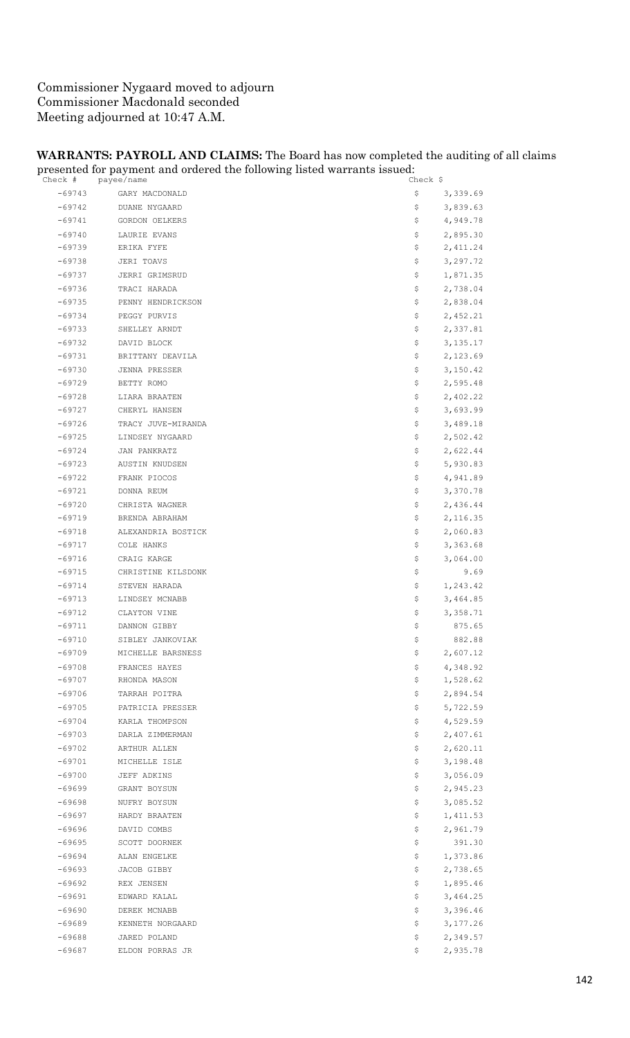Commissioner Nygaard moved to adjourn
Commissioner Macdonald seconded
Meeting adjourned at 10:47 A.M.

**WARRANTS: PAYROLL AND CLAIMS:** The Board has now completed the auditing of all claims presented for payment and ordered the following listed warrants issued:

| Check # | payee/name | Check $ | |
|---|---|---|---|
| -69743 | GARY MACDONALD | $ | 3,339.69 |
| -69742 | DUANE NYGAARD | $ | 3,839.63 |
| -69741 | GORDON OELKERS | $ | 4,949.78 |
| -69740 | LAURIE EVANS | $ | 2,895.30 |
| -69739 | ERIKA FYFE | $ | 2,411.24 |
| -69738 | JERI TOAVS | $ | 3,297.72 |
| -69737 | JERRI GRIMSRUD | $ | 1,871.35 |
| -69736 | TRACI HARADA | $ | 2,738.04 |
| -69735 | PENNY HENDRICKSON | $ | 2,838.04 |
| -69734 | PEGGY PURVIS | $ | 2,452.21 |
| -69733 | SHELLEY ARNDT | $ | 2,337.81 |
| -69732 | DAVID BLOCK | $ | 3,135.17 |
| -69731 | BRITTANY DEAVILA | $ | 2,123.69 |
| -69730 | JENNA PRESSER | $ | 3,150.42 |
| -69729 | BETTY ROMO | $ | 2,595.48 |
| -69728 | LIARA BRAATEN | $ | 2,402.22 |
| -69727 | CHERYL HANSEN | $ | 3,693.99 |
| -69726 | TRACY JUVE-MIRANDA | $ | 3,489.18 |
| -69725 | LINDSEY NYGAARD | $ | 2,502.42 |
| -69724 | JAN PANKRATZ | $ | 2,622.44 |
| -69723 | AUSTIN KNUDSEN | $ | 5,930.83 |
| -69722 | FRANK PIOCOS | $ | 4,941.89 |
| -69721 | DONNA REUM | $ | 3,370.78 |
| -69720 | CHRISTA WAGNER | $ | 2,436.44 |
| -69719 | BRENDA ABRAHAM | $ | 2,116.35 |
| -69718 | ALEXANDRIA BOSTICK | $ | 2,060.83 |
| -69717 | COLE HANKS | $ | 3,363.68 |
| -69716 | CRAIG KARGE | $ | 3,064.00 |
| -69715 | CHRISTINE KILSDONK | $ | 9.69 |
| -69714 | STEVEN HARADA | $ | 1,243.42 |
| -69713 | LINDSEY MCNABB | $ | 3,464.85 |
| -69712 | CLAYTON VINE | $ | 3,358.71 |
| -69711 | DANNON GIBBY | $ | 875.65 |
| -69710 | SIBLEY JANKOVIAK | $ | 882.88 |
| -69709 | MICHELLE BARSNESS | $ | 2,607.12 |
| -69708 | FRANCES HAYES | $ | 4,348.92 |
| -69707 | RHONDA MASON | $ | 1,528.62 |
| -69706 | TARRAH POITRA | $ | 2,894.54 |
| -69705 | PATRICIA PRESSER | $ | 5,722.59 |
| -69704 | KARLA THOMPSON | $ | 4,529.59 |
| -69703 | DARLA ZIMMERMAN | $ | 2,407.61 |
| -69702 | ARTHUR ALLEN | $ | 2,620.11 |
| -69701 | MICHELLE ISLE | $ | 3,198.48 |
| -69700 | JEFF ADKINS | $ | 3,056.09 |
| -69699 | GRANT BOYSUN | $ | 2,945.23 |
| -69698 | NUFRY BOYSUN | $ | 3,085.52 |
| -69697 | HARDY BRAATEN | $ | 1,411.53 |
| -69696 | DAVID COMBS | $ | 2,961.79 |
| -69695 | SCOTT DOORNEK | $ | 391.30 |
| -69694 | ALAN ENGELKE | $ | 1,373.86 |
| -69693 | JACOB GIBBY | $ | 2,738.65 |
| -69692 | REX JENSEN | $ | 1,895.46 |
| -69691 | EDWARD KALAL | $ | 3,464.25 |
| -69690 | DEREK MCNABB | $ | 3,396.46 |
| -69689 | KENNETH NORGAARD | $ | 3,177.26 |
| -69688 | JARED POLAND | $ | 2,349.57 |
| -69687 | ELDON PORRAS JR | $ | 2,935.78 |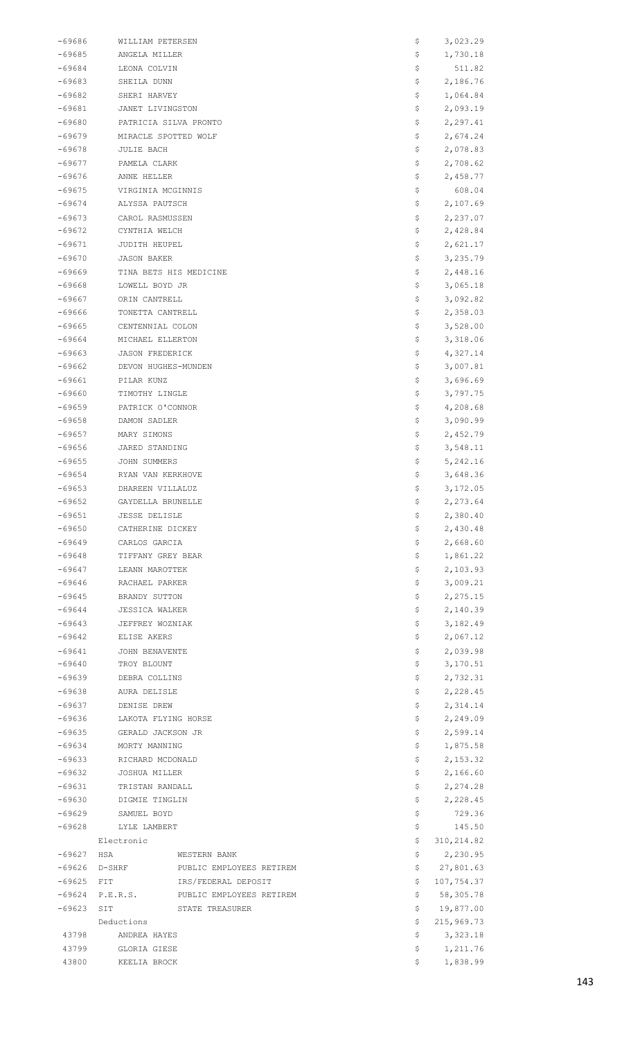| | | | | |
|---|---|---|---|---|
| -69686 | WILLIAM PETERSEN | | $ | 3,023.29 |
| -69685 | ANGELA MILLER | | $ | 1,730.18 |
| -69684 | LEONA COLVIN | | $ | 511.82 |
| -69683 | SHEILA DUNN | | $ | 2,186.76 |
| -69682 | SHERI HARVEY | | $ | 1,064.84 |
| -69681 | JANET LIVINGSTON | | $ | 2,093.19 |
| -69680 | PATRICIA SILVA PRONTO | | $ | 2,297.41 |
| -69679 | MIRACLE SPOTTED WOLF | | $ | 2,674.24 |
| -69678 | JULIE BACH | | $ | 2,078.83 |
| -69677 | PAMELA CLARK | | $ | 2,708.62 |
| -69676 | ANNE HELLER | | $ | 2,458.77 |
| -69675 | VIRGINIA MCGINNIS | | $ | 608.04 |
| -69674 | ALYSSA PAUTSCH | | $ | 2,107.69 |
| -69673 | CAROL RASMUSSEN | | $ | 2,237.07 |
| -69672 | CYNTHIA WELCH | | $ | 2,428.84 |
| -69671 | JUDITH HEUPEL | | $ | 2,621.17 |
| -69670 | JASON BAKER | | $ | 3,235.79 |
| -69669 | TINA BETS HIS MEDICINE | | $ | 2,448.16 |
| -69668 | LOWELL BOYD JR | | $ | 3,065.18 |
| -69667 | ORIN CANTRELL | | $ | 3,092.82 |
| -69666 | TONETTA CANTRELL | | $ | 2,358.03 |
| -69665 | CENTENNIAL COLON | | $ | 3,528.00 |
| -69664 | MICHAEL ELLERTON | | $ | 3,318.06 |
| -69663 | JASON FREDERICK | | $ | 4,327.14 |
| -69662 | DEVON HUGHES-MUNDEN | | $ | 3,007.81 |
| -69661 | PILAR KUNZ | | $ | 3,696.69 |
| -69660 | TIMOTHY LINGLE | | $ | 3,797.75 |
| -69659 | PATRICK O'CONNOR | | $ | 4,208.68 |
| -69658 | DAMON SADLER | | $ | 3,090.99 |
| -69657 | MARY SIMONS | | $ | 2,452.79 |
| -69656 | JARED STANDING | | $ | 3,548.11 |
| -69655 | JOHN SUMMERS | | $ | 5,242.16 |
| -69654 | RYAN VAN KERKHOVE | | $ | 3,648.36 |
| -69653 | DHAREEN VILLALUZ | | $ | 3,172.05 |
| -69652 | GAYDELLA BRUNELLE | | $ | 2,273.64 |
| -69651 | JESSE DELISLE | | $ | 2,380.40 |
| -69650 | CATHERINE DICKEY | | $ | 2,430.48 |
| -69649 | CARLOS GARCIA | | $ | 2,668.60 |
| -69648 | TIFFANY GREY BEAR | | $ | 1,861.22 |
| -69647 | LEANN MAROTTEK | | $ | 2,103.93 |
| -69646 | RACHAEL PARKER | | $ | 3,009.21 |
| -69645 | BRANDY SUTTON | | $ | 2,275.15 |
| -69644 | JESSICA WALKER | | $ | 2,140.39 |
| -69643 | JEFFREY WOZNIAK | | $ | 3,182.49 |
| -69642 | ELISE AKERS | | $ | 2,067.12 |
| -69641 | JOHN BENAVENTE | | $ | 2,039.98 |
| -69640 | TROY BLOUNT | | $ | 3,170.51 |
| -69639 | DEBRA COLLINS | | $ | 2,732.31 |
| -69638 | AURA DELISLE | | $ | 2,228.45 |
| -69637 | DENISE DREW | | $ | 2,314.14 |
| -69636 | LAKOTA FLYING HORSE | | $ | 2,249.09 |
| -69635 | GERALD JACKSON JR | | $ | 2,599.14 |
| -69634 | MORTY MANNING | | $ | 1,875.58 |
| -69633 | RICHARD MCDONALD | | $ | 2,153.32 |
| -69632 | JOSHUA MILLER | | $ | 2,166.60 |
| -69631 | TRISTAN RANDALL | | $ | 2,274.28 |
| -69630 | DIGMIE TINGLIN | | $ | 2,228.45 |
| -69629 | SAMUEL BOYD | | $ | 729.36 |
| -69628 | LYLE LAMBERT | | $ | 145.50 |
| | Electronic | | $ | 310,214.82 |
| -69627 | HSA | WESTERN BANK | $ | 2,230.95 |
| -69626 | D-SHRF | PUBLIC EMPLOYEES RETIREM | $ | 27,801.63 |
| -69625 | FIT | IRS/FEDERAL DEPOSIT | $ | 107,754.37 |
| -69624 | P.E.R.S. | PUBLIC EMPLOYEES RETIREM | $ | 58,305.78 |
| -69623 | SIT | STATE TREASURER | $ | 19,877.00 |
| | Deductions | | $ | 215,969.73 |
| 43798 | ANDREA HAYES | | $ | 3,323.18 |
| 43799 | GLORIA GIESE | | $ | 1,211.76 |
| 43800 | KEELIA BROCK | | $ | 1,838.99 |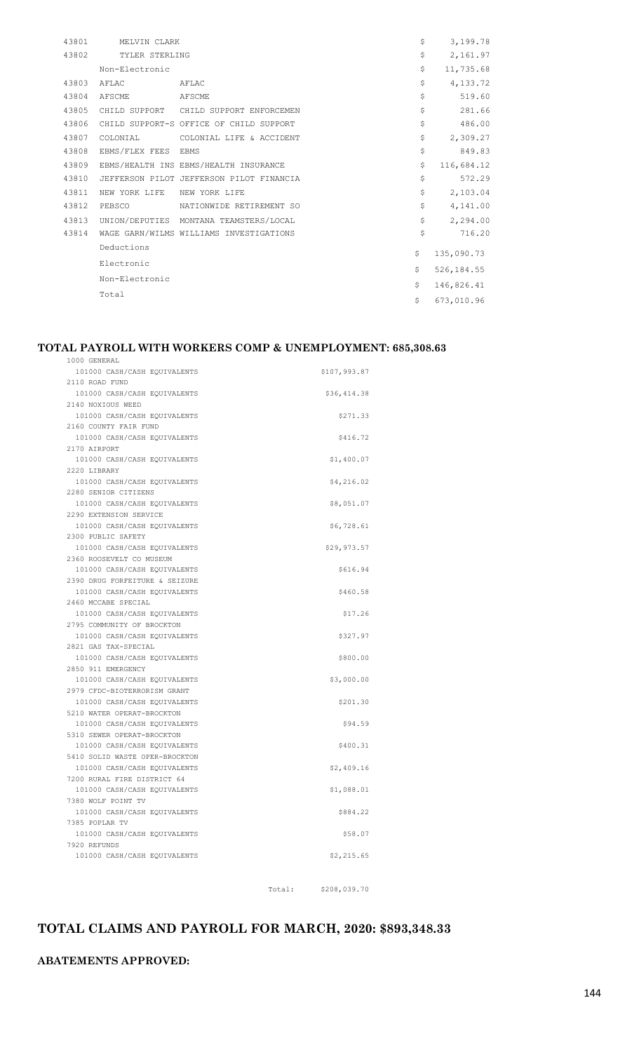| | | | | |
|---|---|---|---|---|
| 43801 | MELVIN CLARK | | $ | 3,199.78 |
| 43802 | TYLER STERLING | | $ | 2,161.97 |
| | Non-Electronic | | $ | 11,735.68 |
| 43803 | AFLAC | AFLAC | $ | 4,133.72 |
| 43804 | AFSCME | AFSCME | $ | 519.60 |
| 43805 | CHILD SUPPORT | CHILD SUPPORT ENFORCEMEN | $ | 281.66 |
| 43806 | CHILD SUPPORT-S | OFFICE OF CHILD SUPPORT | $ | 486.00 |
| 43807 | COLONIAL | COLONIAL LIFE & ACCIDENT | $ | 2,309.27 |
| 43808 | EBMS/FLEX FEES | EBMS | $ | 849.83 |
| 43809 | EBMS/HEALTH INS | EBMS/HEALTH INSURANCE | $ | 116,684.12 |
| 43810 | JEFFERSON PILOT | JEFFERSON PILOT FINANCIA | $ | 572.29 |
| 43811 | NEW YORK LIFE | NEW YORK LIFE | $ | 2,103.04 |
| 43812 | PEBSCO | NATIONWIDE RETIREMENT SO | $ | 4,141.00 |
| 43813 | UNION/DEPUTIES | MONTANA TEAMSTERS/LOCAL | $ | 2,294.00 |
| 43814 | WAGE GARN/WILMS | WILLIAMS INVESTIGATIONS | $ | 716.20 |
| | Deductions | | $ | 135,090.73 |
| | Electronic | | $ | 526,184.55 |
| | Non-Electronic | | $ | 146,826.41 |
| | Total | | $ | 673,010.96 |

**TOTAL PAYROLL WITH WORKERS COMP & UNEMPLOYMENT: 685,308.63**

| Fund / Account | Amount |
|---|---|
| 1000 GENERAL | |
| 101000 CASH/CASH EQUIVALENTS | $107,993.87 |
| 2110 ROAD FUND | |
| 101000 CASH/CASH EQUIVALENTS | $36,414.38 |
| 2140 NOXIOUS WEED | |
| 101000 CASH/CASH EQUIVALENTS | $271.33 |
| 2160 COUNTY FAIR FUND | |
| 101000 CASH/CASH EQUIVALENTS | $416.72 |
| 2170 AIRPORT | |
| 101000 CASH/CASH EQUIVALENTS | $1,400.07 |
| 2220 LIBRARY | |
| 101000 CASH/CASH EQUIVALENTS | $4,216.02 |
| 2280 SENIOR CITIZENS | |
| 101000 CASH/CASH EQUIVALENTS | $8,051.07 |
| 2290 EXTENSION SERVICE | |
| 101000 CASH/CASH EQUIVALENTS | $6,728.61 |
| 2300 PUBLIC SAFETY | |
| 101000 CASH/CASH EQUIVALENTS | $29,973.57 |
| 2360 ROOSEVELT CO MUSEUM | |
| 101000 CASH/CASH EQUIVALENTS | $616.94 |
| 2390 DRUG FORFEITURE & SEIZURE | |
| 101000 CASH/CASH EQUIVALENTS | $460.58 |
| 2460 MCCABE SPECIAL | |
| 101000 CASH/CASH EQUIVALENTS | $17.26 |
| 2795 COMMUNITY OF BROCKTON | |
| 101000 CASH/CASH EQUIVALENTS | $327.97 |
| 2821 GAS TAX-SPECIAL | |
| 101000 CASH/CASH EQUIVALENTS | $800.00 |
| 2850 911 EMERGENCY | |
| 101000 CASH/CASH EQUIVALENTS | $3,000.00 |
| 2979 CFDC-BIOTERRORISM GRANT | |
| 101000 CASH/CASH EQUIVALENTS | $201.30 |
| 5210 WATER OPERAT-BROCKTON | |
| 101000 CASH/CASH EQUIVALENTS | $94.59 |
| 5310 SEWER OPERAT-BROCKTON | |
| 101000 CASH/CASH EQUIVALENTS | $400.31 |
| 5410 SOLID WASTE OPER-BROCKTON | |
| 101000 CASH/CASH EQUIVALENTS | $2,409.16 |
| 7200 RURAL FIRE DISTRICT 64 | |
| 101000 CASH/CASH EQUIVALENTS | $1,088.01 |
| 7380 WOLF POINT TV | |
| 101000 CASH/CASH EQUIVALENTS | $884.22 |
| 7385 POPLAR TV | |
| 101000 CASH/CASH EQUIVALENTS | $58.07 |
| 7920 REFUNDS | |
| 101000 CASH/CASH EQUIVALENTS | $2,215.65 |
| Total: | $208,039.70 |

## TOTAL CLAIMS AND PAYROLL FOR MARCH, 2020: $893,348.33

**ABATEMENTS APPROVED:**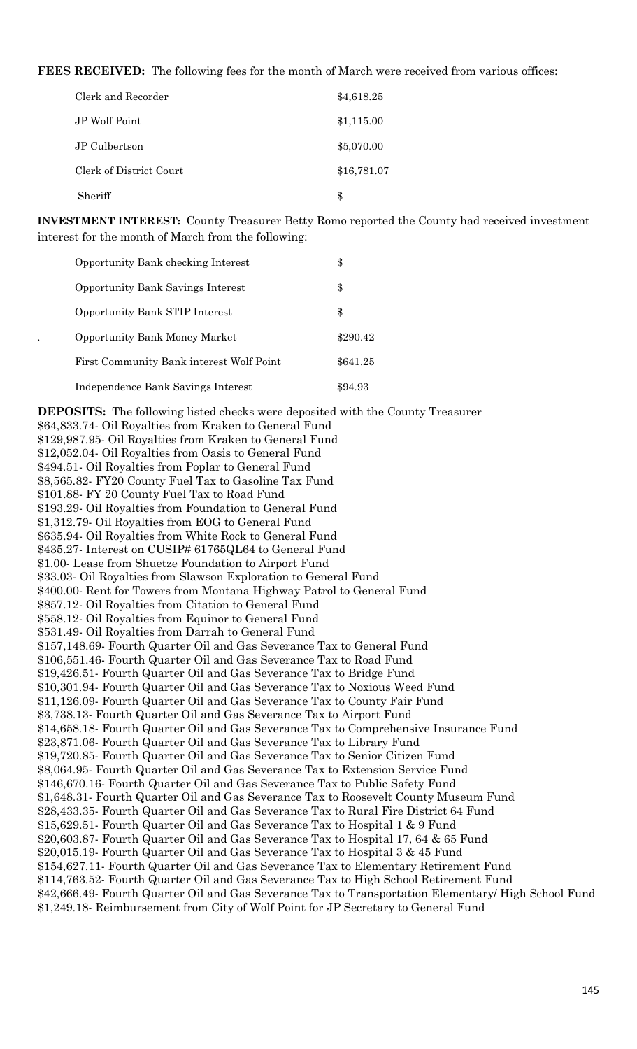**FEES RECEIVED:** The following fees for the month of March were received from various offices:

| | |
|---|---|
| Clerk and Recorder | $4,618.25 |
| JP Wolf Point | $1,115.00 |
| JP Culbertson | $5,070.00 |
| Clerk of District Court | $16,781.07 |
| Sheriff | $ |

**INVESTMENT INTEREST:** County Treasurer Betty Romo reported the County had received investment interest for the month of March from the following:

| | |
|---|---|
| Opportunity Bank checking Interest | $ |
| Opportunity Bank Savings Interest | $ |
| Opportunity Bank STIP Interest | $ |
| Opportunity Bank Money Market | $290.42 |
| First Community Bank interest Wolf Point | $641.25 |
| Independence Bank Savings Interest | $94.93 |

**DEPOSITS:** The following listed checks were deposited with the County Treasurer
$64,833.74- Oil Royalties from Kraken to General Fund
$129,987.95- Oil Royalties from Kraken to General Fund
$12,052.04- Oil Royalties from Oasis to General Fund
$494.51- Oil Royalties from Poplar to General Fund
$8,565.82- FY20 County Fuel Tax to Gasoline Tax Fund
$101.88- FY 20 County Fuel Tax to Road Fund
$193.29- Oil Royalties from Foundation to General Fund
$1,312.79- Oil Royalties from EOG to General Fund
$635.94- Oil Royalties from White Rock to General Fund
$435.27- Interest on CUSIP# 61765QL64 to General Fund
$1.00- Lease from Shuetze Foundation to Airport Fund
$33.03- Oil Royalties from Slawson Exploration to General Fund
$400.00- Rent for Towers from Montana Highway Patrol to General Fund
$857.12- Oil Royalties from Citation to General Fund
$558.12- Oil Royalties from Equinor to General Fund
$531.49- Oil Royalties from Darrah to General Fund
$157,148.69- Fourth Quarter Oil and Gas Severance Tax to General Fund
$106,551.46- Fourth Quarter Oil and Gas Severance Tax to Road Fund
$19,426.51- Fourth Quarter Oil and Gas Severance Tax to Bridge Fund
$10,301.94- Fourth Quarter Oil and Gas Severance Tax to Noxious Weed Fund
$11,126.09- Fourth Quarter Oil and Gas Severance Tax to County Fair Fund
$3,738.13- Fourth Quarter Oil and Gas Severance Tax to Airport Fund
$14,658.18- Fourth Quarter Oil and Gas Severance Tax to Comprehensive Insurance Fund
$23,871.06- Fourth Quarter Oil and Gas Severance Tax to Library Fund
$19,720.85- Fourth Quarter Oil and Gas Severance Tax to Senior Citizen Fund
$8,064.95- Fourth Quarter Oil and Gas Severance Tax to Extension Service Fund
$146,670.16- Fourth Quarter Oil and Gas Severance Tax to Public Safety Fund
$1,648.31- Fourth Quarter Oil and Gas Severance Tax to Roosevelt County Museum Fund
$28,433.35- Fourth Quarter Oil and Gas Severance Tax to Rural Fire District 64 Fund
$15,629.51- Fourth Quarter Oil and Gas Severance Tax to Hospital 1 & 9 Fund
$20,603.87- Fourth Quarter Oil and Gas Severance Tax to Hospital 17, 64 & 65 Fund
$20,015.19- Fourth Quarter Oil and Gas Severance Tax to Hospital 3 & 45 Fund
$154,627.11- Fourth Quarter Oil and Gas Severance Tax to Elementary Retirement Fund
$114,763.52- Fourth Quarter Oil and Gas Severance Tax to High School Retirement Fund
$42,666.49- Fourth Quarter Oil and Gas Severance Tax to Transportation Elementary/ High School Fund
$1,249.18- Reimbursement from City of Wolf Point for JP Secretary to General Fund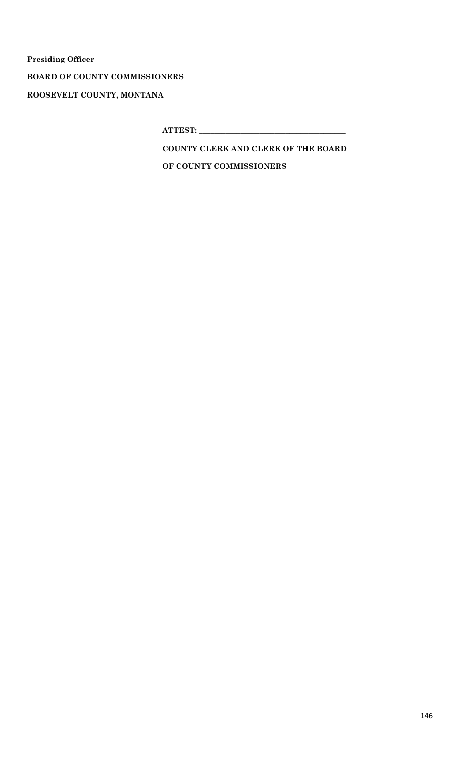\_\_\_\_\_\_\_\_\_\_\_\_\_\_\_\_\_\_\_\_\_\_\_\_\_\_\_\_\_\_\_\_\_\_\_\_\_\_\_\_

**Presiding Officer**

**BOARD OF COUNTY COMMISSIONERS**

**ROOSEVELT COUNTY, MONTANA**

**ATTEST:** \_\_\_\_\_\_\_\_\_\_\_\_\_\_\_\_\_\_\_\_\_\_\_\_\_\_\_\_\_\_\_\_\_\_\_\_\_\_

**COUNTY CLERK AND CLERK OF THE BOARD**

**OF COUNTY COMMISSIONERS**